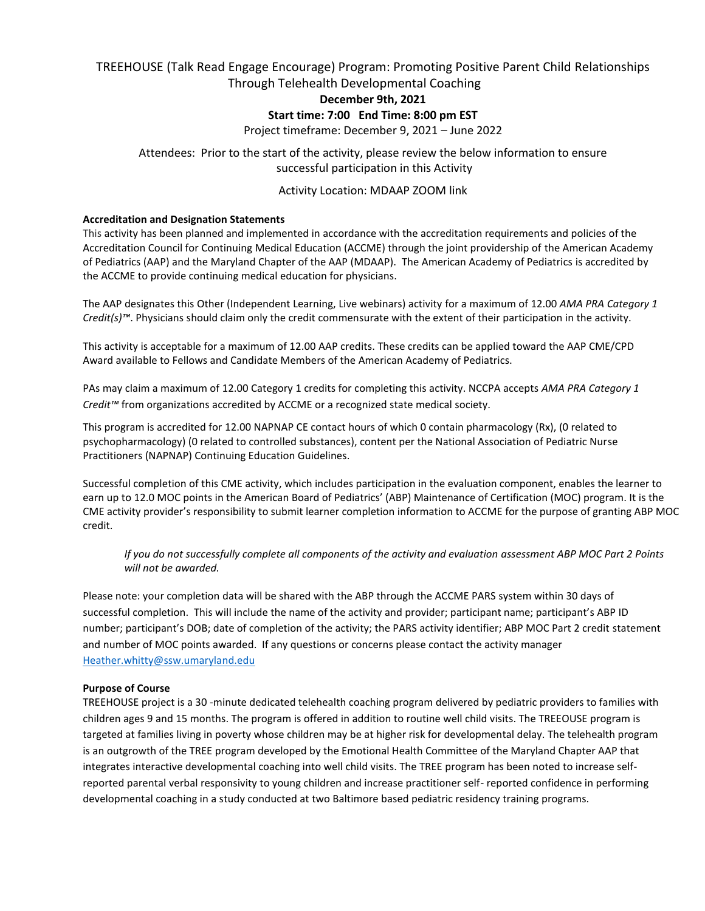# TREEHOUSE (Talk Read Engage Encourage) Program: Promoting Positive Parent Child Relationships Through Telehealth Developmental Coaching

**December 9th, 2021**

**Start time: 7:00 End Time: 8:00 pm EST**

Project timeframe: December 9, 2021 – June 2022

Attendees: Prior to the start of the activity, please review the below information to ensure successful participation in this Activity

Activity Location: MDAAP ZOOM link

**Accreditation and Designation Statements**

This activity has been planned and implemented in accordance with the accreditation requirements and policies of the Accreditation Council for Continuing Medical Education (ACCME) through the joint providership of the American Academy of Pediatrics (AAP) and the Maryland Chapter of the AAP (MDAAP). The American Academy of Pediatrics is accredited by the ACCME to provide continuing medical education for physicians.

The AAP designates this Other (Independent Learning, Live webinars) activity for a maximum of 12.00 *AMA PRA Category 1 Credit(s)™*. Physicians should claim only the credit commensurate with the extent of their participation in the activity.

This activity is acceptable for a maximum of 12.00 AAP credits. These credits can be applied toward the AAP CME/CPD Award available to Fellows and Candidate Members of the American Academy of Pediatrics.

PAs may claim a maximum of 12.00 Category 1 credits for completing this activity. NCCPA accepts *AMA PRA Category 1 Credit™* from organizations accredited by ACCME or a recognized state medical society.

This program is accredited for 12.00 NAPNAP CE contact hours of which 0 contain pharmacology (Rx), (0 related to psychopharmacology) (0 related to controlled substances), content per the National Association of Pediatric Nurse Practitioners (NAPNAP) Continuing Education Guidelines.

Successful completion of this CME activity, which includes participation in the evaluation component, enables the learner to earn up to 12.0 MOC points in the American Board of Pediatrics' (ABP) Maintenance of Certification (MOC) program. It is the CME activity provider's responsibility to submit learner completion information to ACCME for the purpose of granting ABP MOC credit.

> *If you do not successfully complete all components of the activity and evaluation assessment ABP MOC Part 2 Points will not be awarded.*

Please note: your completion data will be shared with the ABP through the ACCME PARS system within 30 days of successful completion. This will include the name of the activity and provider; participant name; participant's ABP ID number; participant's DOB; date of completion of the activity; the PARS activity identifier; ABP MOC Part 2 credit statement and number of MOC points awarded. If any questions or concerns please contact the activity manager Heather.whitty@ssw.umaryland.edu

**Purpose of Course**

TREEHOUSE project is a 30 -minute dedicated telehealth coaching program delivered by pediatric providers to families with children ages 9 and 15 months. The program is offered in addition to routine well child visits. The TREEOUSE program is targeted at families living in poverty whose children may be at higher risk for developmental delay. The telehealth program is an outgrowth of the TREE program developed by the Emotional Health Committee of the Maryland Chapter AAP that integrates interactive developmental coaching into well child visits. The TREE program has been noted to increase self-reported parental verbal responsivity to young children and increase practitioner self- reported confidence in performing developmental coaching in a study conducted at two Baltimore based pediatric residency training programs.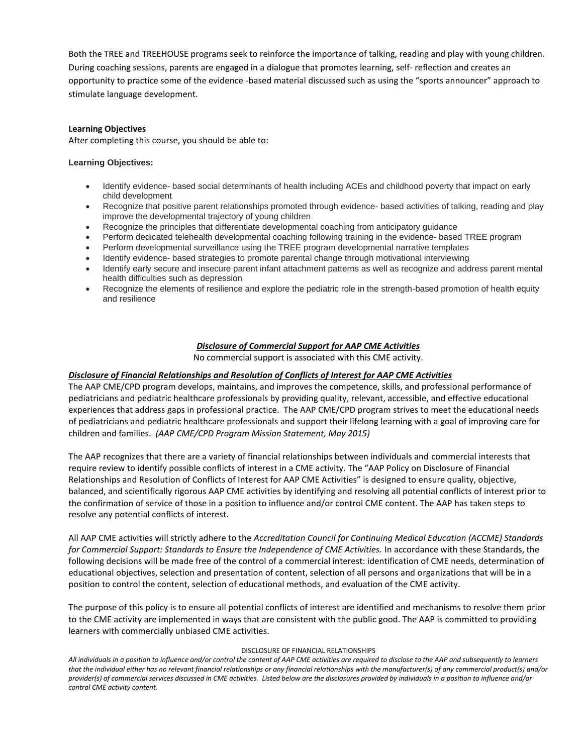Both the TREE and TREEHOUSE programs seek to reinforce the importance of talking, reading and play with young children. During coaching sessions, parents are engaged in a dialogue that promotes learning, self- reflection and creates an opportunity to practice some of the evidence -based material discussed such as using the "sports announcer" approach to stimulate language development.

**Learning Objectives**

After completing this course, you should be able to:

**Learning Objectives:**

- Identify evidence- based social determinants of health including ACEs and childhood poverty that impact on early child development
- Recognize that positive parent relationships promoted through evidence- based activities of talking, reading and play improve the developmental trajectory of young children
- Recognize the principles that differentiate developmental coaching from anticipatory guidance
- Perform dedicated telehealth developmental coaching following training in the evidence- based TREE program
- Perform developmental surveillance using the TREE program developmental narrative templates
- Identify evidence- based strategies to promote parental change through motivational interviewing
- Identify early secure and insecure parent infant attachment patterns as well as recognize and address parent mental health difficulties such as depression
- Recognize the elements of resilience and explore the pediatric role in the strength-based promotion of health equity and resilience

***Disclosure of Commercial Support for AAP CME Activities***

No commercial support is associated with this CME activity.

***Disclosure of Financial Relationships and Resolution of Conflicts of Interest for AAP CME Activities***

The AAP CME/CPD program develops, maintains, and improves the competence, skills, and professional performance of pediatricians and pediatric healthcare professionals by providing quality, relevant, accessible, and effective educational experiences that address gaps in professional practice. The AAP CME/CPD program strives to meet the educational needs of pediatricians and pediatric healthcare professionals and support their lifelong learning with a goal of improving care for children and families. *(AAP CME/CPD Program Mission Statement, May 2015)*

The AAP recognizes that there are a variety of financial relationships between individuals and commercial interests that require review to identify possible conflicts of interest in a CME activity. The "AAP Policy on Disclosure of Financial Relationships and Resolution of Conflicts of Interest for AAP CME Activities" is designed to ensure quality, objective, balanced, and scientifically rigorous AAP CME activities by identifying and resolving all potential conflicts of interest prior to the confirmation of service of those in a position to influence and/or control CME content. The AAP has taken steps to resolve any potential conflicts of interest.

All AAP CME activities will strictly adhere to the *Accreditation Council for Continuing Medical Education (ACCME) Standards for Commercial Support: Standards to Ensure the Independence of CME Activities.* In accordance with these Standards, the following decisions will be made free of the control of a commercial interest: identification of CME needs, determination of educational objectives, selection and presentation of content, selection of all persons and organizations that will be in a position to control the content, selection of educational methods, and evaluation of the CME activity.

The purpose of this policy is to ensure all potential conflicts of interest are identified and mechanisms to resolve them prior to the CME activity are implemented in ways that are consistent with the public good. The AAP is committed to providing learners with commercially unbiased CME activities.

DISCLOSURE OF FINANCIAL RELATIONSHIPS

*All individuals in a position to influence and/or control the content of AAP CME activities are required to disclose to the AAP and subsequently to learners that the individual either has no relevant financial relationships or any financial relationships with the manufacturer(s) of any commercial product(s) and/or provider(s) of commercial services discussed in CME activities. Listed below are the disclosures provided by individuals in a position to influence and/or control CME activity content.*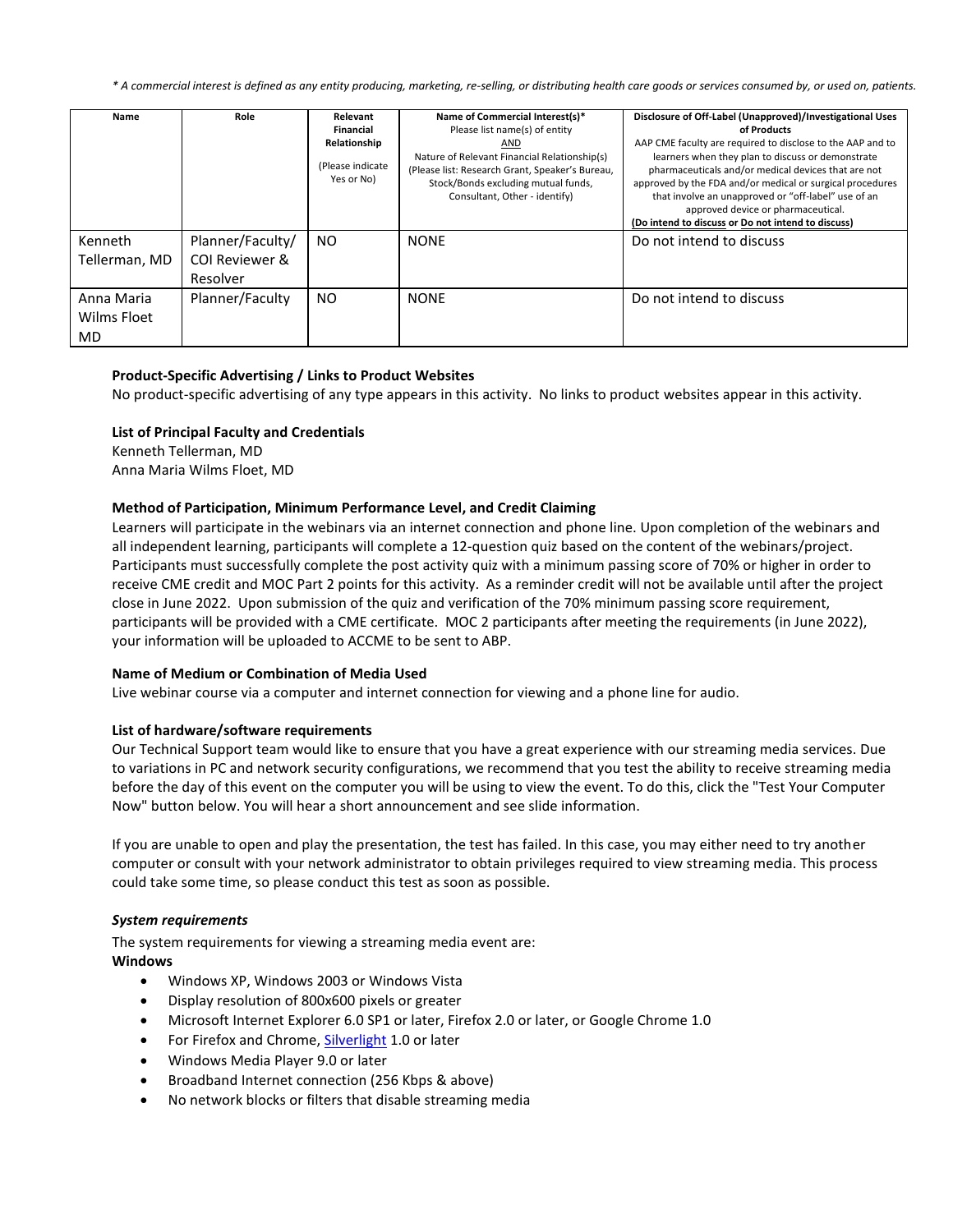*\* A commercial interest is defined as any entity producing, marketing, re-selling, or distributing health care goods or services consumed by, or used on, patients.*

| Name | Role | Relevant Financial Relationship (Please indicate Yes or No) | Name of Commercial Interest(s)* Please list name(s) of entity AND Nature of Relevant Financial Relationship(s) (Please list: Research Grant, Speaker's Bureau, Stock/Bonds excluding mutual funds, Consultant, Other - identify) | Disclosure of Off-Label (Unapproved)/Investigational Uses of Products AAP CME faculty are required to disclose to the AAP and to learners when they plan to discuss or demonstrate pharmaceuticals and/or medical devices that are not approved by the FDA and/or medical or surgical procedures that involve an unapproved or "off-label" use of an approved device or pharmaceutical. **(Do intend to discuss or Do not intend to discuss)** |
|---|---|---|---|---|
| Kenneth Tellerman, MD | Planner/Faculty/ COI Reviewer & Resolver | NO | NONE | Do not intend to discuss |
| Anna Maria Wilms Floet MD | Planner/Faculty | NO | NONE | Do not intend to discuss |

**Product-Specific Advertising / Links to Product Websites**

No product-specific advertising of any type appears in this activity. No links to product websites appear in this activity.

**List of Principal Faculty and Credentials**

Kenneth Tellerman, MD
Anna Maria Wilms Floet, MD

**Method of Participation, Minimum Performance Level, and Credit Claiming**

Learners will participate in the webinars via an internet connection and phone line. Upon completion of the webinars and all independent learning, participants will complete a 12-question quiz based on the content of the webinars/project. Participants must successfully complete the post activity quiz with a minimum passing score of 70% or higher in order to receive CME credit and MOC Part 2 points for this activity. As a reminder credit will not be available until after the project close in June 2022. Upon submission of the quiz and verification of the 70% minimum passing score requirement, participants will be provided with a CME certificate. MOC 2 participants after meeting the requirements (in June 2022), your information will be uploaded to ACCME to be sent to ABP.

**Name of Medium or Combination of Media Used**

Live webinar course via a computer and internet connection for viewing and a phone line for audio.

**List of hardware/software requirements**

Our Technical Support team would like to ensure that you have a great experience with our streaming media services. Due to variations in PC and network security configurations, we recommend that you test the ability to receive streaming media before the day of this event on the computer you will be using to view the event. To do this, click the "Test Your Computer Now" button below. You will hear a short announcement and see slide information.

If you are unable to open and play the presentation, the test has failed. In this case, you may either need to try another computer or consult with your network administrator to obtain privileges required to view streaming media. This process could take some time, so please conduct this test as soon as possible.

***System requirements***

The system requirements for viewing a streaming media event are:

**Windows**

- Windows XP, Windows 2003 or Windows Vista
- Display resolution of 800x600 pixels or greater
- Microsoft Internet Explorer 6.0 SP1 or later, Firefox 2.0 or later, or Google Chrome 1.0
- For Firefox and Chrome, Silverlight 1.0 or later
- Windows Media Player 9.0 or later
- Broadband Internet connection (256 Kbps & above)
- No network blocks or filters that disable streaming media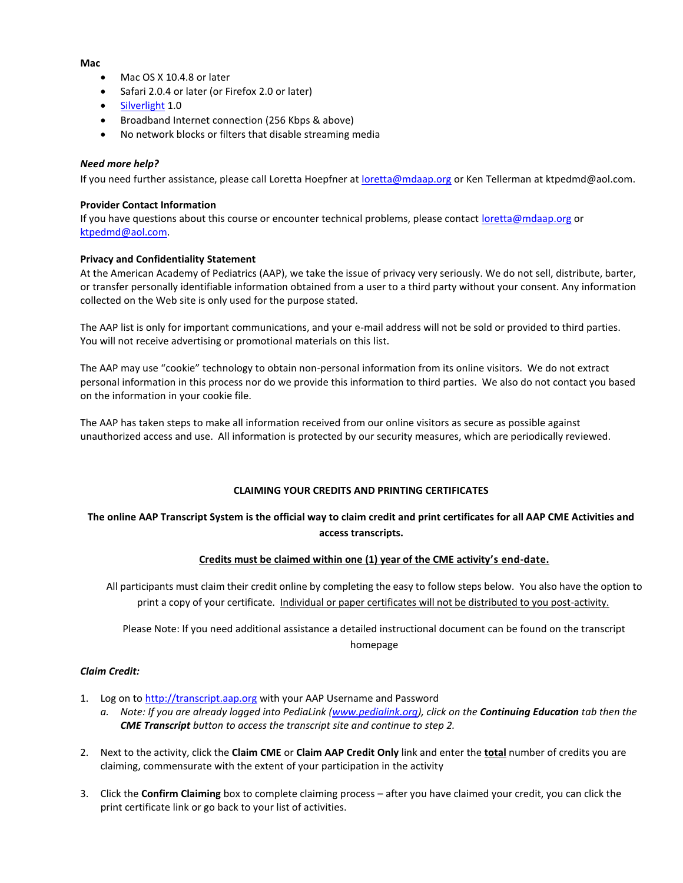**Mac**

- Mac OS X 10.4.8 or later
- Safari 2.0.4 or later (or Firefox 2.0 or later)
- Silverlight 1.0
- Broadband Internet connection (256 Kbps & above)
- No network blocks or filters that disable streaming media

***Need more help?***

If you need further assistance, please call Loretta Hoepfner at loretta@mdaap.org or Ken Tellerman at ktpedmd@aol.com.

**Provider Contact Information**

If you have questions about this course or encounter technical problems, please contact loretta@mdaap.org or ktpedmd@aol.com.

**Privacy and Confidentiality Statement**

At the American Academy of Pediatrics (AAP), we take the issue of privacy very seriously. We do not sell, distribute, barter, or transfer personally identifiable information obtained from a user to a third party without your consent. Any information collected on the Web site is only used for the purpose stated.

The AAP list is only for important communications, and your e-mail address will not be sold or provided to third parties. You will not receive advertising or promotional materials on this list.

The AAP may use "cookie" technology to obtain non-personal information from its online visitors. We do not extract personal information in this process nor do we provide this information to third parties. We also do not contact you based on the information in your cookie file.

The AAP has taken steps to make all information received from our online visitors as secure as possible against unauthorized access and use. All information is protected by our security measures, which are periodically reviewed.

## CLAIMING YOUR CREDITS AND PRINTING CERTIFICATES

**The online AAP Transcript System is the official way to claim credit and print certificates for all AAP CME Activities and access transcripts.**

**Credits must be claimed within one (1) year of the CME activity's end-date.**

All participants must claim their credit online by completing the easy to follow steps below. You also have the option to print a copy of your certificate. Individual or paper certificates will not be distributed to you post-activity.

Please Note: If you need additional assistance a detailed instructional document can be found on the transcript homepage

***Claim Credit:***

1. Log on to http://transcript.aap.org with your AAP Username and Password
   a. *Note: If you are already logged into PediaLink (www.pedialink.org), click on the **Continuing Education** tab then the **CME Transcript** button to access the transcript site and continue to step 2.*
2. Next to the activity, click the **Claim CME** or **Claim AAP Credit Only** link and enter the **total** number of credits you are claiming, commensurate with the extent of your participation in the activity
3. Click the **Confirm Claiming** box to complete claiming process – after you have claimed your credit, you can click the print certificate link or go back to your list of activities.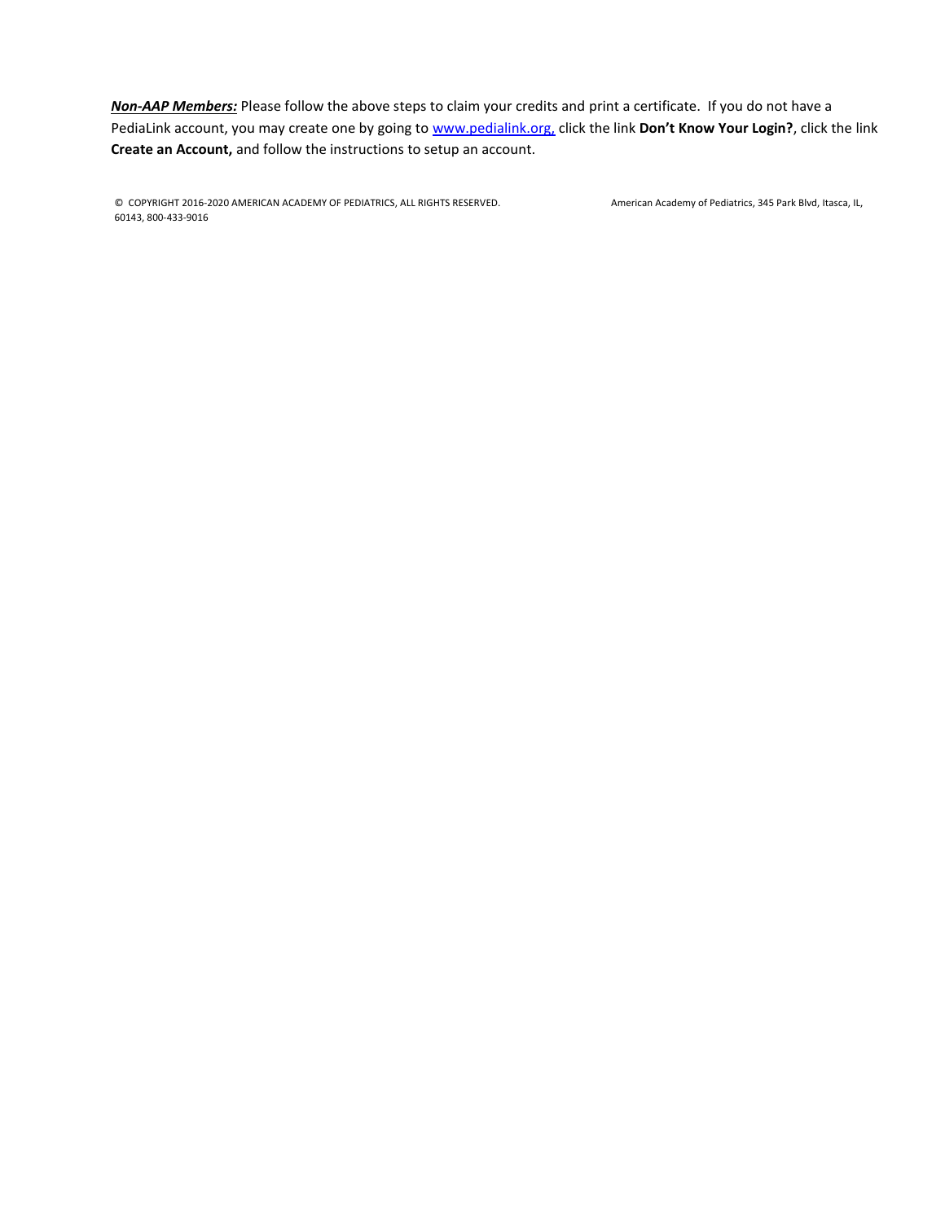***Non-AAP Members:*** Please follow the above steps to claim your credits and print a certificate. If you do not have a PediaLink account, you may create one by going to [www.pedialink.org,](www.pedialink.org) click the link **Don't Know Your Login?**, click the link **Create an Account,** and follow the instructions to setup an account.

© COPYRIGHT 2016-2020 AMERICAN ACADEMY OF PEDIATRICS, ALL RIGHTS RESERVED. American Academy of Pediatrics, 345 Park Blvd, Itasca, IL, 60143, 800-433-9016